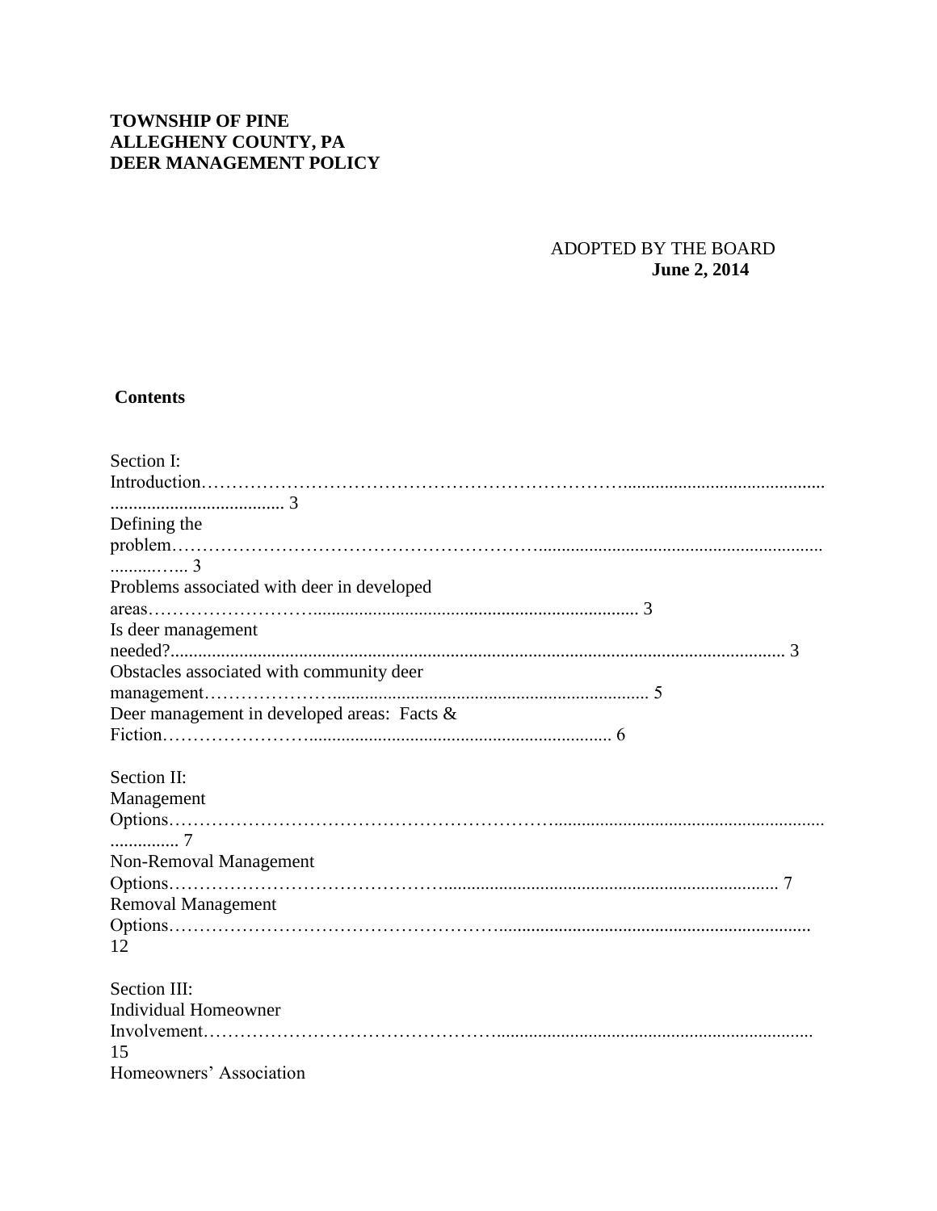**TOWNSHIP OF PINE**
**ALLEGHENY COUNTY, PA**
**DEER MANAGEMENT POLICY**

ADOPTED BY THE BOARD
**June 2, 2014**

**Contents**

Section I:
Introduction........................................................................................................ 3
Defining the problem........................................................................................ 3
Problems associated with deer in developed areas.......................................... 3
Is deer management needed?.......................................................................... 3
Obstacles associated with community deer management................................ 5
Deer management in developed areas: Facts & Fiction.................................. 6

Section II:
Management Options........................................................................................ 7
Non-Removal Management Options................................................................ 7
Removal Management Options........................................................................ 12

Section III:
Individual Homeowner Involvement................................................................ 15
Homeowners' Association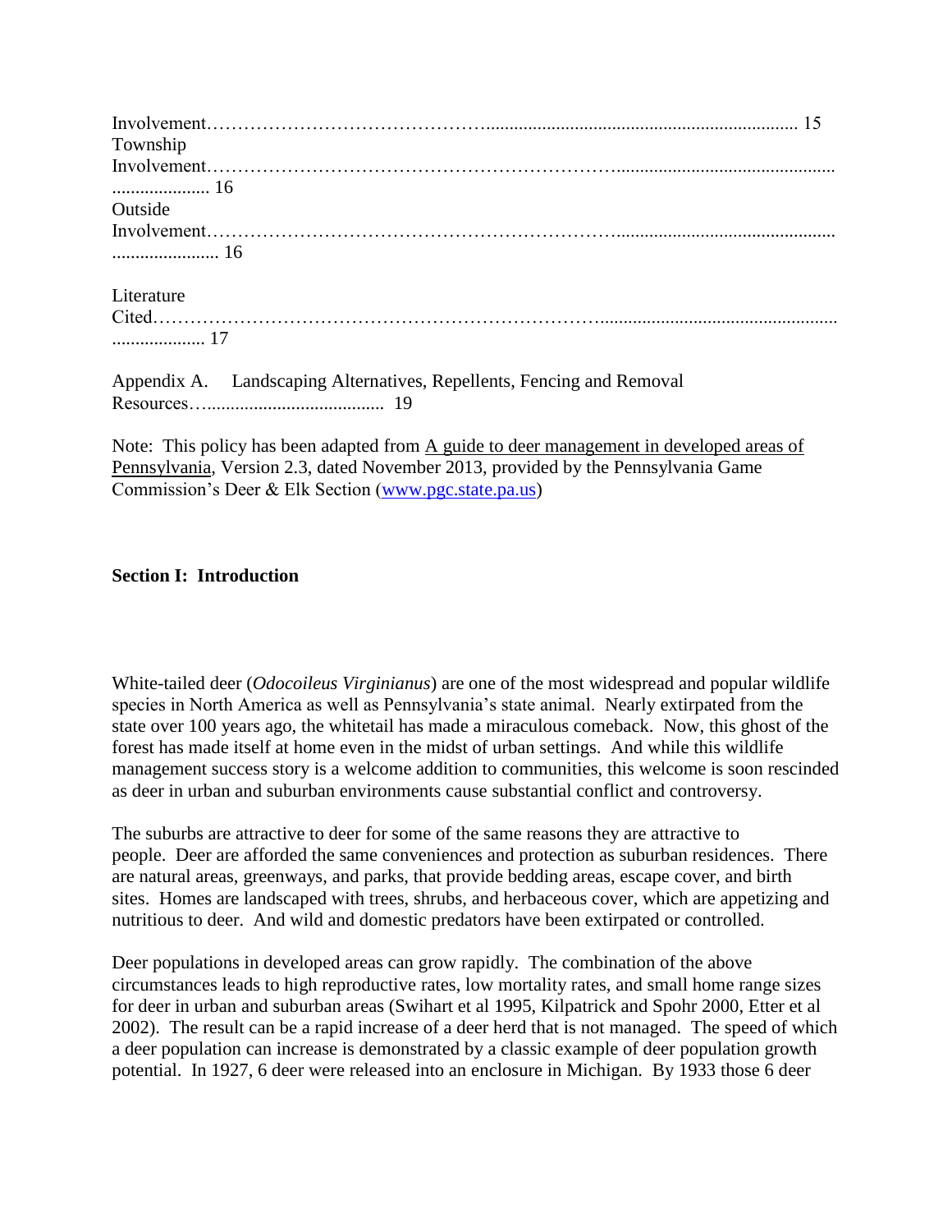Involvement…………………………………….................................................................. 15
Township Involvement………………………………………………………….................................................................. 16
Outside Involvement………………………………………………………….................................................................. 16

Literature Cited…………………………………………………………….................................................................. 17

Appendix A. Landscaping Alternatives, Repellents, Fencing and Removal Resources…..................................... 19

Note: This policy has been adapted from A guide to deer management in developed areas of Pennsylvania, Version 2.3, dated November 2013, provided by the Pennsylvania Game Commission's Deer & Elk Section (www.pgc.state.pa.us)

## Section I: Introduction

White-tailed deer (*Odocoileus Virginianus*) are one of the most widespread and popular wildlife species in North America as well as Pennsylvania's state animal. Nearly extirpated from the state over 100 years ago, the whitetail has made a miraculous comeback. Now, this ghost of the forest has made itself at home even in the midst of urban settings. And while this wildlife management success story is a welcome addition to communities, this welcome is soon rescinded as deer in urban and suburban environments cause substantial conflict and controversy.

The suburbs are attractive to deer for some of the same reasons they are attractive to people. Deer are afforded the same conveniences and protection as suburban residences. There are natural areas, greenways, and parks, that provide bedding areas, escape cover, and birth sites. Homes are landscaped with trees, shrubs, and herbaceous cover, which are appetizing and nutritious to deer. And wild and domestic predators have been extirpated or controlled.

Deer populations in developed areas can grow rapidly. The combination of the above circumstances leads to high reproductive rates, low mortality rates, and small home range sizes for deer in urban and suburban areas (Swihart et al 1995, Kilpatrick and Spohr 2000, Etter et al 2002). The result can be a rapid increase of a deer herd that is not managed. The speed of which a deer population can increase is demonstrated by a classic example of deer population growth potential. In 1927, 6 deer were released into an enclosure in Michigan. By 1933 those 6 deer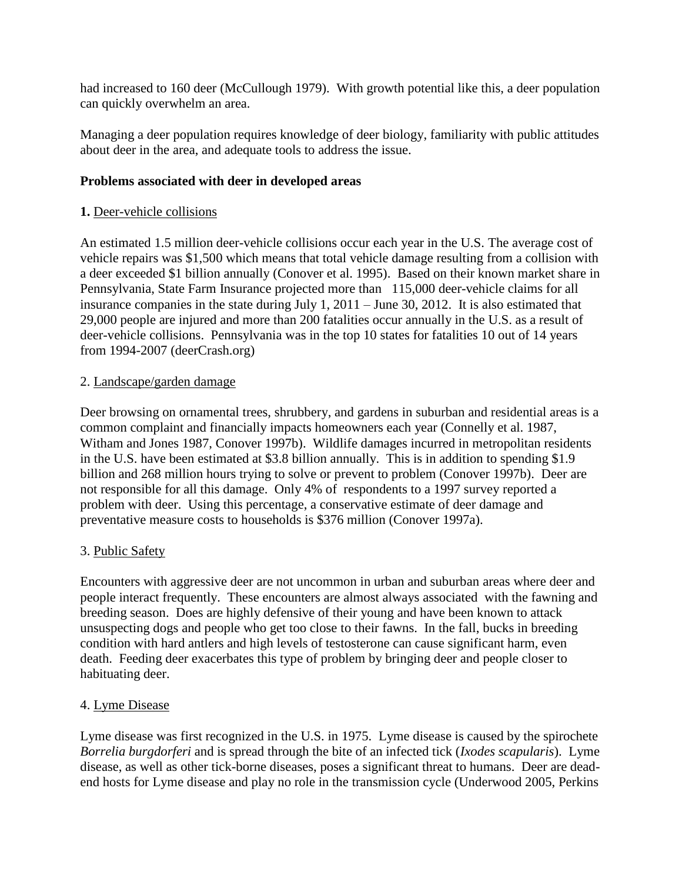had increased to 160 deer (McCullough 1979). With growth potential like this, a deer population can quickly overwhelm an area.

Managing a deer population requires knowledge of deer biology, familiarity with public attitudes about deer in the area, and adequate tools to address the issue.

**Problems associated with deer in developed areas**

**1.** Deer-vehicle collisions

An estimated 1.5 million deer-vehicle collisions occur each year in the U.S. The average cost of vehicle repairs was $1,500 which means that total vehicle damage resulting from a collision with a deer exceeded $1 billion annually (Conover et al. 1995). Based on their known market share in Pennsylvania, State Farm Insurance projected more than 115,000 deer-vehicle claims for all insurance companies in the state during July 1, 2011 – June 30, 2012. It is also estimated that 29,000 people are injured and more than 200 fatalities occur annually in the U.S. as a result of deer-vehicle collisions. Pennsylvania was in the top 10 states for fatalities 10 out of 14 years from 1994-2007 (deerCrash.org)

2. Landscape/garden damage

Deer browsing on ornamental trees, shrubbery, and gardens in suburban and residential areas is a common complaint and financially impacts homeowners each year (Connelly et al. 1987, Witham and Jones 1987, Conover 1997b). Wildlife damages incurred in metropolitan residents in the U.S. have been estimated at $3.8 billion annually. This is in addition to spending $1.9 billion and 268 million hours trying to solve or prevent to problem (Conover 1997b). Deer are not responsible for all this damage. Only 4% of respondents to a 1997 survey reported a problem with deer. Using this percentage, a conservative estimate of deer damage and preventative measure costs to households is $376 million (Conover 1997a).

3. Public Safety

Encounters with aggressive deer are not uncommon in urban and suburban areas where deer and people interact frequently. These encounters are almost always associated with the fawning and breeding season. Does are highly defensive of their young and have been known to attack unsuspecting dogs and people who get too close to their fawns. In the fall, bucks in breeding condition with hard antlers and high levels of testosterone can cause significant harm, even death. Feeding deer exacerbates this type of problem by bringing deer and people closer to habituating deer.

4. Lyme Disease

Lyme disease was first recognized in the U.S. in 1975. Lyme disease is caused by the spirochete *Borrelia burgdorferi* and is spread through the bite of an infected tick (*Ixodes scapularis*). Lyme disease, as well as other tick-borne diseases, poses a significant threat to humans. Deer are dead-end hosts for Lyme disease and play no role in the transmission cycle (Underwood 2005, Perkins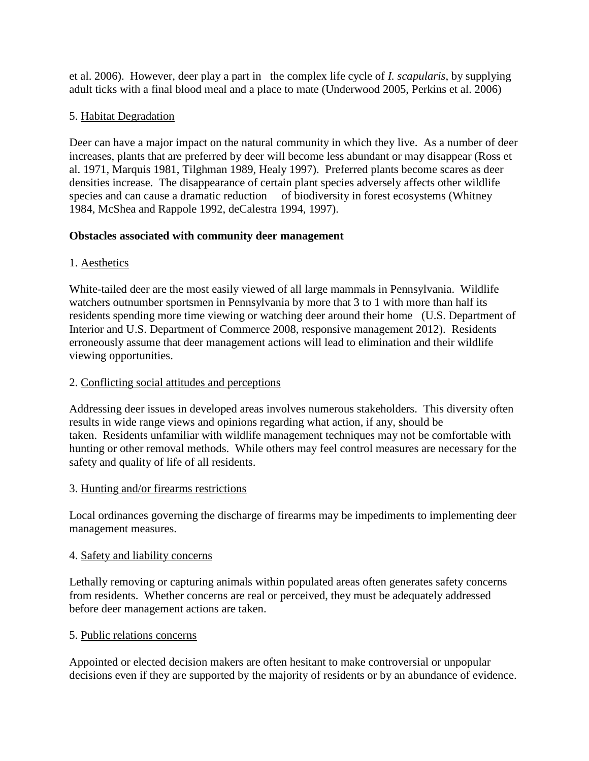et al. 2006). However, deer play a part in the complex life cycle of *I. scapularis*, by supplying adult ticks with a final blood meal and a place to mate (Underwood 2005, Perkins et al. 2006)

5. <u>Habitat Degradation</u>

Deer can have a major impact on the natural community in which they live. As a number of deer increases, plants that are preferred by deer will become less abundant or may disappear (Ross et al. 1971, Marquis 1981, Tilghman 1989, Healy 1997). Preferred plants become scares as deer densities increase. The disappearance of certain plant species adversely affects other wildlife species and can cause a dramatic reduction of biodiversity in forest ecosystems (Whitney 1984, McShea and Rappole 1992, deCalestra 1994, 1997).

**Obstacles associated with community deer management**

1. <u>Aesthetics</u>

White-tailed deer are the most easily viewed of all large mammals in Pennsylvania. Wildlife watchers outnumber sportsmen in Pennsylvania by more that 3 to 1 with more than half its residents spending more time viewing or watching deer around their home (U.S. Department of Interior and U.S. Department of Commerce 2008, responsive management 2012). Residents erroneously assume that deer management actions will lead to elimination and their wildlife viewing opportunities.

2. <u>Conflicting social attitudes and perceptions</u>

Addressing deer issues in developed areas involves numerous stakeholders. This diversity often results in wide range views and opinions regarding what action, if any, should be taken. Residents unfamiliar with wildlife management techniques may not be comfortable with hunting or other removal methods. While others may feel control measures are necessary for the safety and quality of life of all residents.

3. <u>Hunting and/or firearms restrictions</u>

Local ordinances governing the discharge of firearms may be impediments to implementing deer management measures.

4. <u>Safety and liability concerns</u>

Lethally removing or capturing animals within populated areas often generates safety concerns from residents. Whether concerns are real or perceived, they must be adequately addressed before deer management actions are taken.

5. <u>Public relations concerns</u>

Appointed or elected decision makers are often hesitant to make controversial or unpopular decisions even if they are supported by the majority of residents or by an abundance of evidence.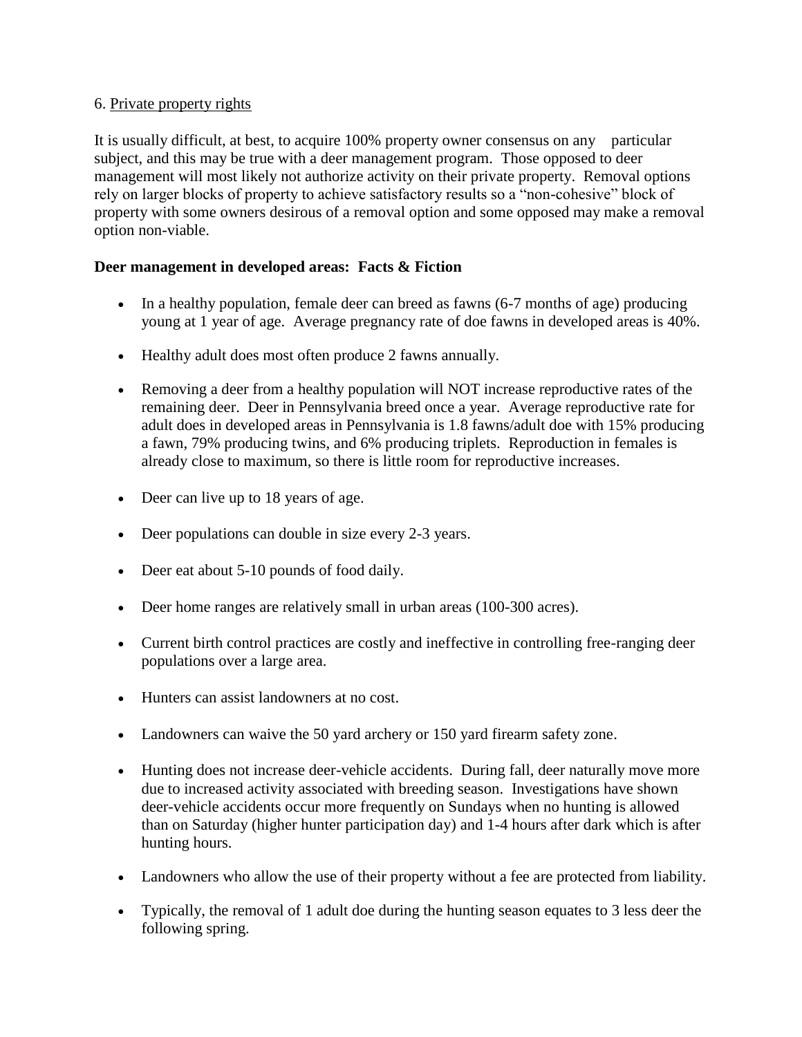6. Private property rights

It is usually difficult, at best, to acquire 100% property owner consensus on any particular subject, and this may be true with a deer management program. Those opposed to deer management will most likely not authorize activity on their private property. Removal options rely on larger blocks of property to achieve satisfactory results so a "non-cohesive" block of property with some owners desirous of a removal option and some opposed may make a removal option non-viable.

**Deer management in developed areas: Facts & Fiction**

- In a healthy population, female deer can breed as fawns (6-7 months of age) producing young at 1 year of age. Average pregnancy rate of doe fawns in developed areas is 40%.
- Healthy adult does most often produce 2 fawns annually.
- Removing a deer from a healthy population will NOT increase reproductive rates of the remaining deer. Deer in Pennsylvania breed once a year. Average reproductive rate for adult does in developed areas in Pennsylvania is 1.8 fawns/adult doe with 15% producing a fawn, 79% producing twins, and 6% producing triplets. Reproduction in females is already close to maximum, so there is little room for reproductive increases.
- Deer can live up to 18 years of age.
- Deer populations can double in size every 2-3 years.
- Deer eat about 5-10 pounds of food daily.
- Deer home ranges are relatively small in urban areas (100-300 acres).
- Current birth control practices are costly and ineffective in controlling free-ranging deer populations over a large area.
- Hunters can assist landowners at no cost.
- Landowners can waive the 50 yard archery or 150 yard firearm safety zone.
- Hunting does not increase deer-vehicle accidents. During fall, deer naturally move more due to increased activity associated with breeding season. Investigations have shown deer-vehicle accidents occur more frequently on Sundays when no hunting is allowed than on Saturday (higher hunter participation day) and 1-4 hours after dark which is after hunting hours.
- Landowners who allow the use of their property without a fee are protected from liability.
- Typically, the removal of 1 adult doe during the hunting season equates to 3 less deer the following spring.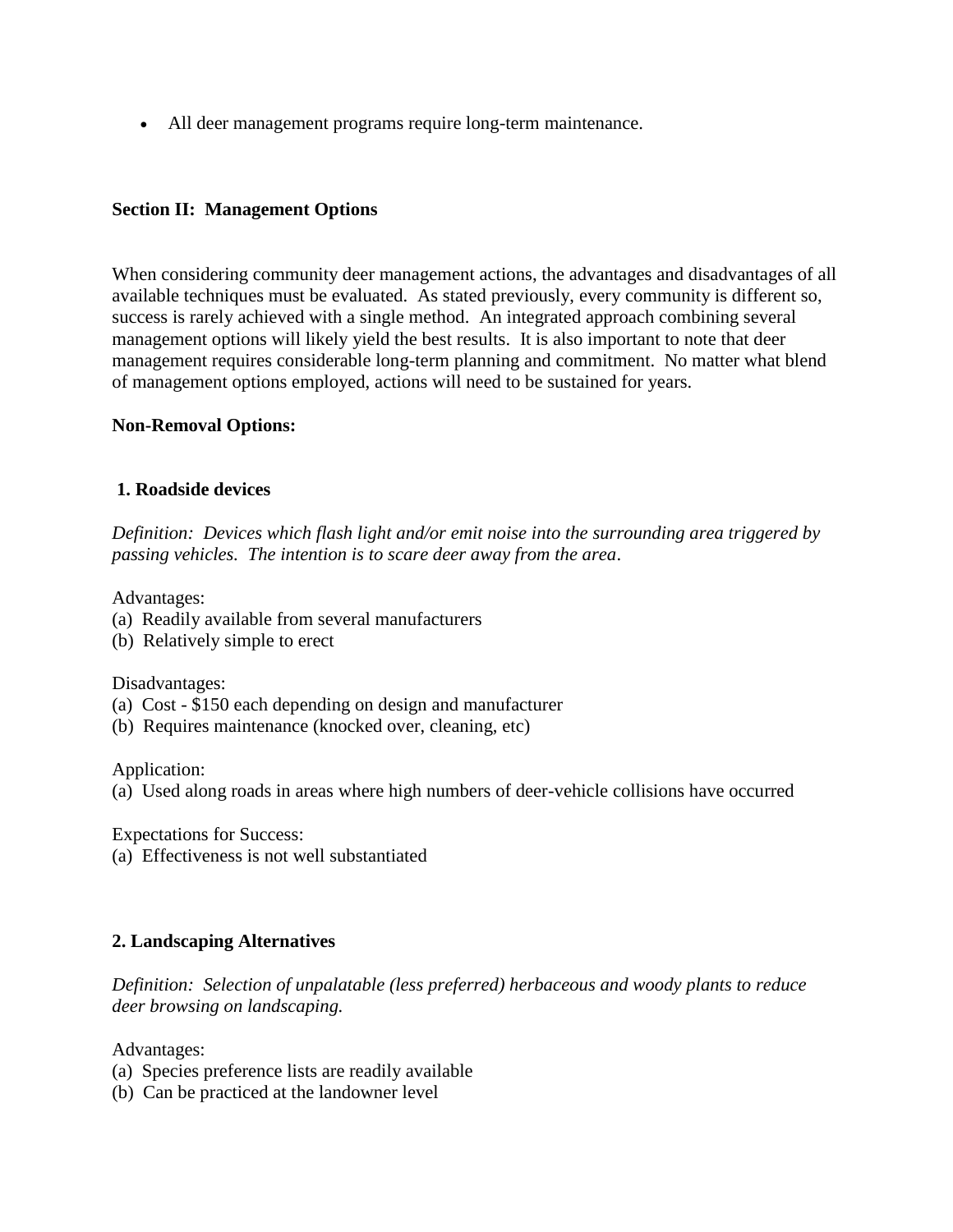- All deer management programs require long-term maintenance.

## Section II: Management Options

When considering community deer management actions, the advantages and disadvantages of all available techniques must be evaluated. As stated previously, every community is different so, success is rarely achieved with a single method. An integrated approach combining several management options will likely yield the best results. It is also important to note that deer management requires considerable long-term planning and commitment. No matter what blend of management options employed, actions will need to be sustained for years.

### Non-Removal Options:

#### 1. Roadside devices

*Definition: Devices which flash light and/or emit noise into the surrounding area triggered by passing vehicles. The intention is to scare deer away from the area.*

Advantages:
(a) Readily available from several manufacturers
(b) Relatively simple to erect

Disadvantages:
(a) Cost - $150 each depending on design and manufacturer
(b) Requires maintenance (knocked over, cleaning, etc)

Application:
(a) Used along roads in areas where high numbers of deer-vehicle collisions have occurred

Expectations for Success:
(a) Effectiveness is not well substantiated

#### 2. Landscaping Alternatives

*Definition: Selection of unpalatable (less preferred) herbaceous and woody plants to reduce deer browsing on landscaping.*

Advantages:
(a) Species preference lists are readily available
(b) Can be practiced at the landowner level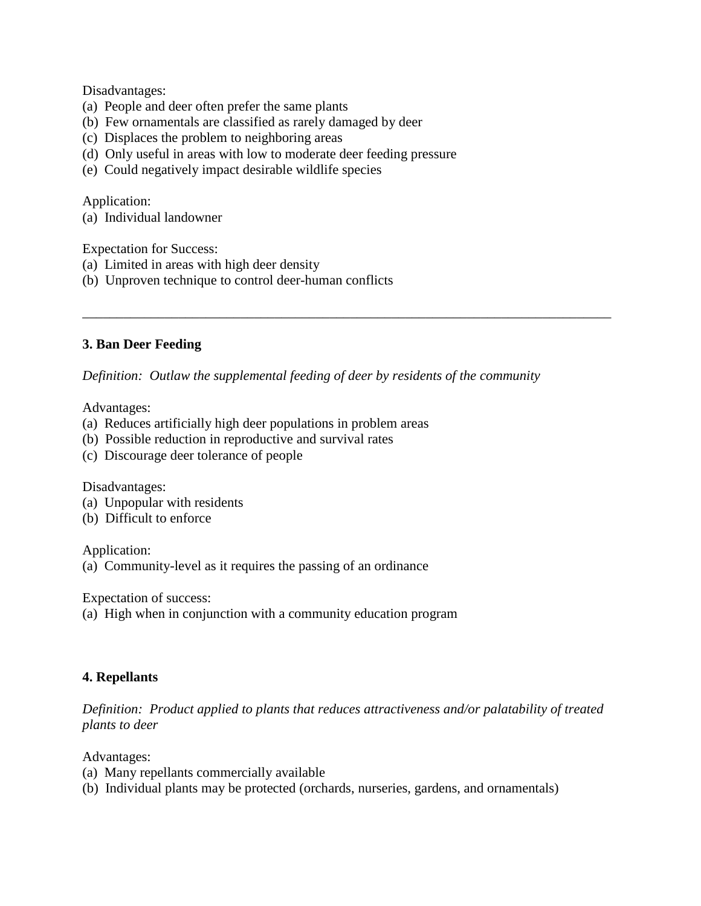Disadvantages:
(a) People and deer often prefer the same plants
(b) Few ornamentals are classified as rarely damaged by deer
(c) Displaces the problem to neighboring areas
(d) Only useful in areas with low to moderate deer feeding pressure
(e) Could negatively impact desirable wildlife species

Application:
(a) Individual landowner

Expectation for Success:
(a) Limited in areas with high deer density
(b) Unproven technique to control deer-human conflicts

---

**3. Ban Deer Feeding**

*Definition: Outlaw the supplemental feeding of deer by residents of the community*

Advantages:
(a) Reduces artificially high deer populations in problem areas
(b) Possible reduction in reproductive and survival rates
(c) Discourage deer tolerance of people

Disadvantages:
(a) Unpopular with residents
(b) Difficult to enforce

Application:
(a) Community-level as it requires the passing of an ordinance

Expectation of success:
(a) High when in conjunction with a community education program

**4. Repellants**

*Definition: Product applied to plants that reduces attractiveness and/or palatability of treated plants to deer*

Advantages:
(a) Many repellants commercially available
(b) Individual plants may be protected (orchards, nurseries, gardens, and ornamentals)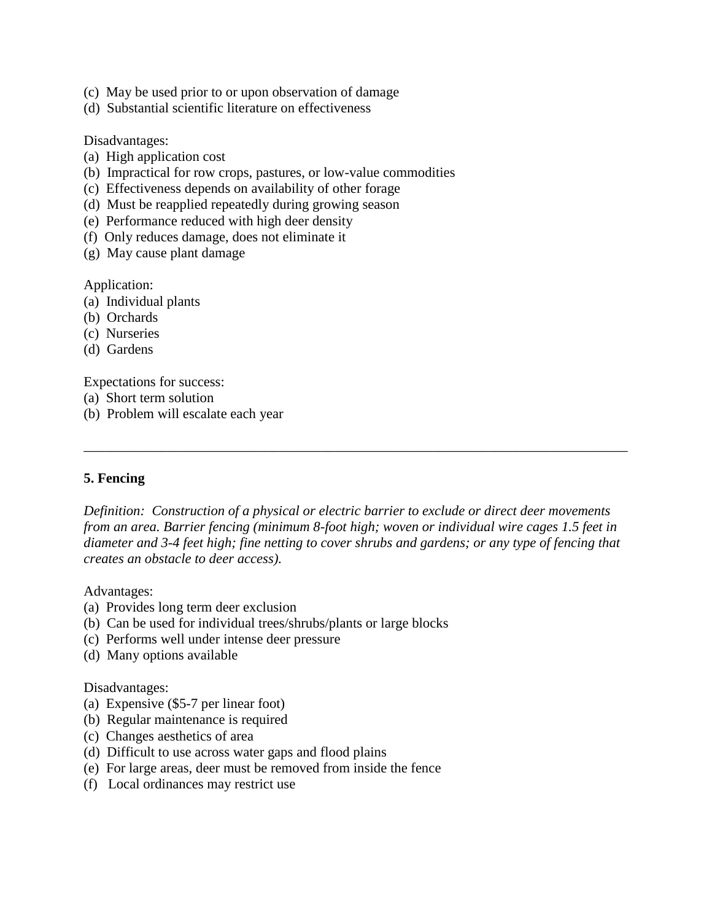(c) May be used prior to or upon observation of damage
(d) Substantial scientific literature on effectiveness

Disadvantages:
(a) High application cost
(b) Impractical for row crops, pastures, or low-value commodities
(c) Effectiveness depends on availability of other forage
(d) Must be reapplied repeatedly during growing season
(e) Performance reduced with high deer density
(f) Only reduces damage, does not eliminate it
(g) May cause plant damage

Application:
(a) Individual plants
(b) Orchards
(c) Nurseries
(d) Gardens

Expectations for success:
(a) Short term solution
(b) Problem will escalate each year

---

**5. Fencing**

*Definition: Construction of a physical or electric barrier to exclude or direct deer movements from an area. Barrier fencing (minimum 8-foot high; woven or individual wire cages 1.5 feet in diameter and 3-4 feet high; fine netting to cover shrubs and gardens; or any type of fencing that creates an obstacle to deer access).*

Advantages:
(a) Provides long term deer exclusion
(b) Can be used for individual trees/shrubs/plants or large blocks
(c) Performs well under intense deer pressure
(d) Many options available

Disadvantages:
(a) Expensive ($5-7 per linear foot)
(b) Regular maintenance is required
(c) Changes aesthetics of area
(d) Difficult to use across water gaps and flood plains
(e) For large areas, deer must be removed from inside the fence
(f) Local ordinances may restrict use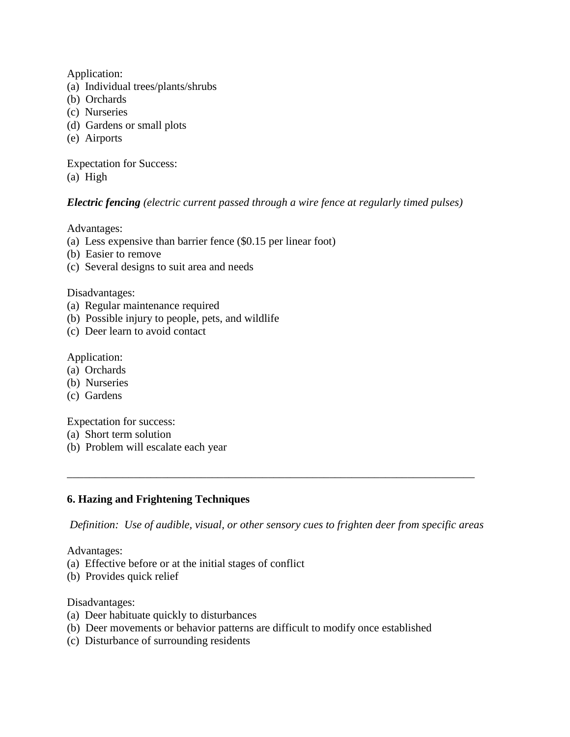Application:
(a) Individual trees/plants/shrubs
(b) Orchards
(c) Nurseries
(d) Gardens or small plots
(e) Airports

Expectation for Success:
(a) High

***Electric fencing*** *(electric current passed through a wire fence at regularly timed pulses)*

Advantages:
(a) Less expensive than barrier fence ($0.15 per linear foot)
(b) Easier to remove
(c) Several designs to suit area and needs

Disadvantages:
(a) Regular maintenance required
(b) Possible injury to people, pets, and wildlife
(c) Deer learn to avoid contact

Application:
(a) Orchards
(b) Nurseries
(c) Gardens

Expectation for success:
(a) Short term solution
(b) Problem will escalate each year

---

## 6. Hazing and Frightening Techniques

*Definition: Use of audible, visual, or other sensory cues to frighten deer from specific areas*

Advantages:
(a) Effective before or at the initial stages of conflict
(b) Provides quick relief

Disadvantages:
(a) Deer habituate quickly to disturbances
(b) Deer movements or behavior patterns are difficult to modify once established
(c) Disturbance of surrounding residents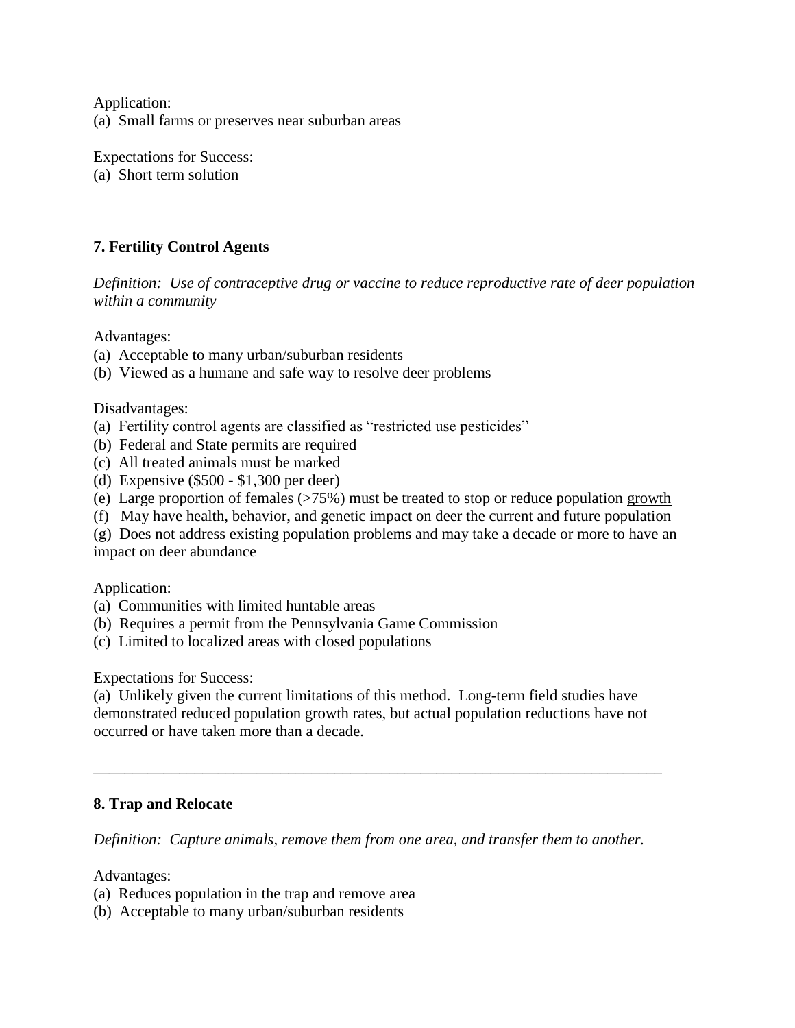Application:
(a) Small farms or preserves near suburban areas

Expectations for Success:
(a) Short term solution

**7. Fertility Control Agents**

*Definition: Use of contraceptive drug or vaccine to reduce reproductive rate of deer population within a community*

Advantages:
(a) Acceptable to many urban/suburban residents
(b) Viewed as a humane and safe way to resolve deer problems

Disadvantages:
(a) Fertility control agents are classified as "restricted use pesticides"
(b) Federal and State permits are required
(c) All treated animals must be marked
(d) Expensive ($500 - $1,300 per deer)
(e) Large proportion of females (>75%) must be treated to stop or reduce population growth
(f) May have health, behavior, and genetic impact on deer the current and future population
(g) Does not address existing population problems and may take a decade or more to have an impact on deer abundance

Application:
(a) Communities with limited huntable areas
(b) Requires a permit from the Pennsylvania Game Commission
(c) Limited to localized areas with closed populations

Expectations for Success:
(a) Unlikely given the current limitations of this method. Long-term field studies have demonstrated reduced population growth rates, but actual population reductions have not occurred or have taken more than a decade.

---

**8. Trap and Relocate**

*Definition: Capture animals, remove them from one area, and transfer them to another.*

Advantages:
(a) Reduces population in the trap and remove area
(b) Acceptable to many urban/suburban residents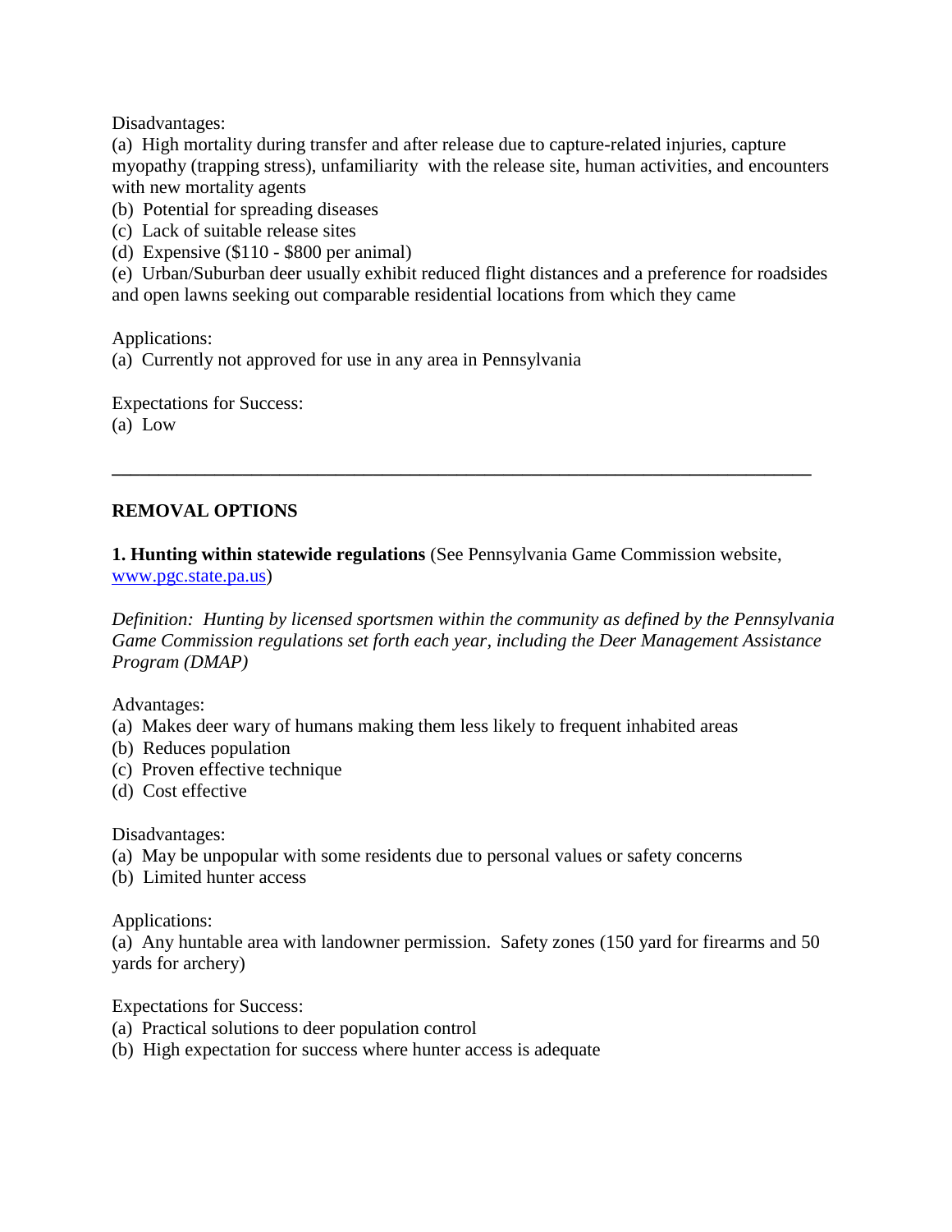Disadvantages:

(a) High mortality during transfer and after release due to capture-related injuries, capture myopathy (trapping stress), unfamiliarity with the release site, human activities, and encounters with new mortality agents

(b) Potential for spreading diseases

(c) Lack of suitable release sites

(d) Expensive ($110 - $800 per animal)

(e) Urban/Suburban deer usually exhibit reduced flight distances and a preference for roadsides and open lawns seeking out comparable residential locations from which they came

Applications:

(a) Currently not approved for use in any area in Pennsylvania

Expectations for Success:

(a) Low

---

## REMOVAL OPTIONS

**1. Hunting within statewide regulations** (See Pennsylvania Game Commission website, [www.pgc.state.pa.us](http://www.pgc.state.pa.us))

*Definition: Hunting by licensed sportsmen within the community as defined by the Pennsylvania Game Commission regulations set forth each year, including the Deer Management Assistance Program (DMAP)*

Advantages:

(a) Makes deer wary of humans making them less likely to frequent inhabited areas

(b) Reduces population

(c) Proven effective technique

(d) Cost effective

Disadvantages:

(a) May be unpopular with some residents due to personal values or safety concerns

(b) Limited hunter access

Applications:

(a) Any huntable area with landowner permission. Safety zones (150 yard for firearms and 50 yards for archery)

Expectations for Success:

(a) Practical solutions to deer population control

(b) High expectation for success where hunter access is adequate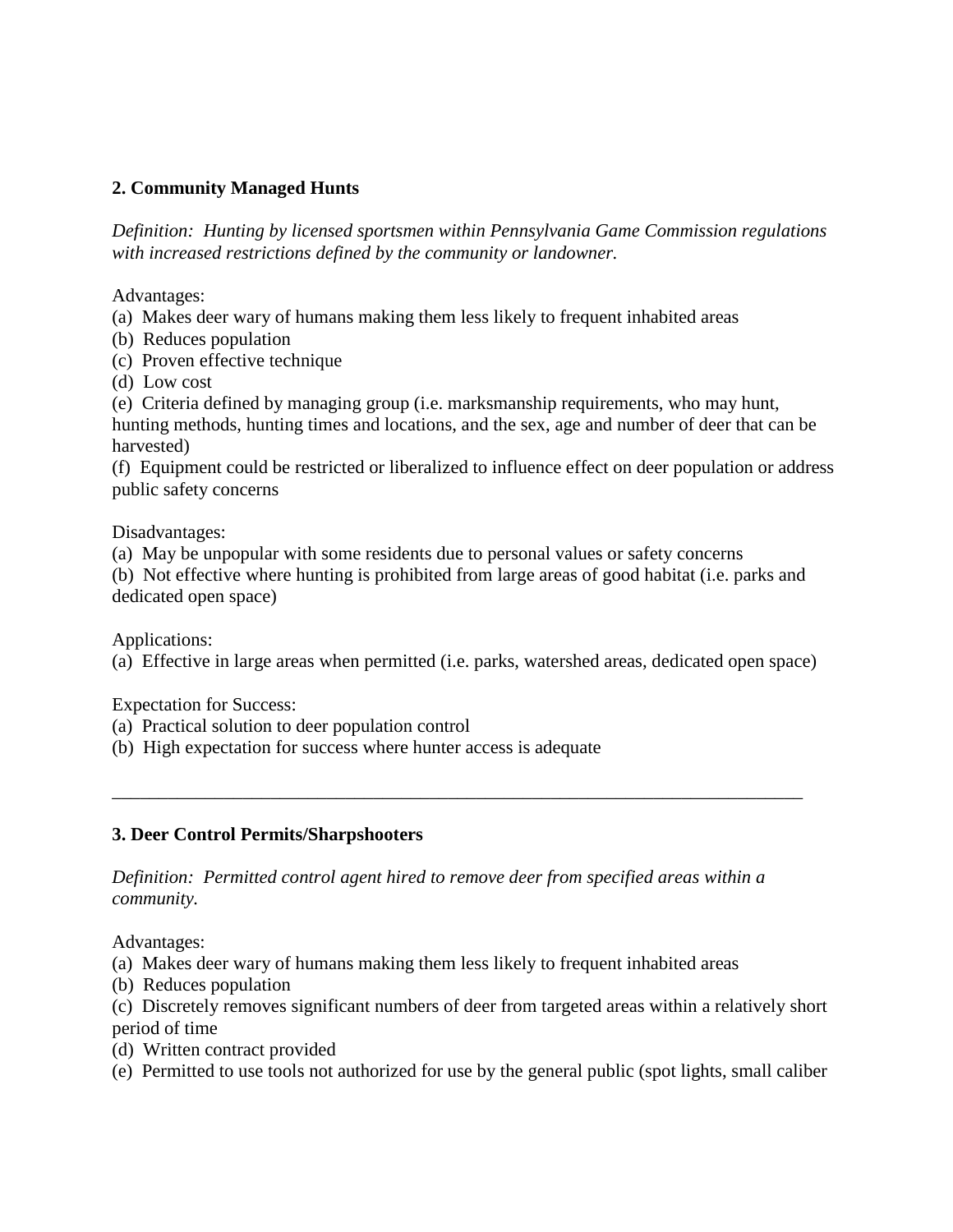**2. Community Managed Hunts**

*Definition: Hunting by licensed sportsmen within Pennsylvania Game Commission regulations with increased restrictions defined by the community or landowner.*

Advantages:
(a) Makes deer wary of humans making them less likely to frequent inhabited areas
(b) Reduces population
(c) Proven effective technique
(d) Low cost
(e) Criteria defined by managing group (i.e. marksmanship requirements, who may hunt, hunting methods, hunting times and locations, and the sex, age and number of deer that can be harvested)
(f) Equipment could be restricted or liberalized to influence effect on deer population or address public safety concerns

Disadvantages:
(a) May be unpopular with some residents due to personal values or safety concerns
(b) Not effective where hunting is prohibited from large areas of good habitat (i.e. parks and dedicated open space)

Applications:
(a) Effective in large areas when permitted (i.e. parks, watershed areas, dedicated open space)

Expectation for Success:
(a) Practical solution to deer population control
(b) High expectation for success where hunter access is adequate

---

**3. Deer Control Permits/Sharpshooters**

*Definition: Permitted control agent hired to remove deer from specified areas within a community.*

Advantages:
(a) Makes deer wary of humans making them less likely to frequent inhabited areas
(b) Reduces population
(c) Discretely removes significant numbers of deer from targeted areas within a relatively short period of time
(d) Written contract provided
(e) Permitted to use tools not authorized for use by the general public (spot lights, small caliber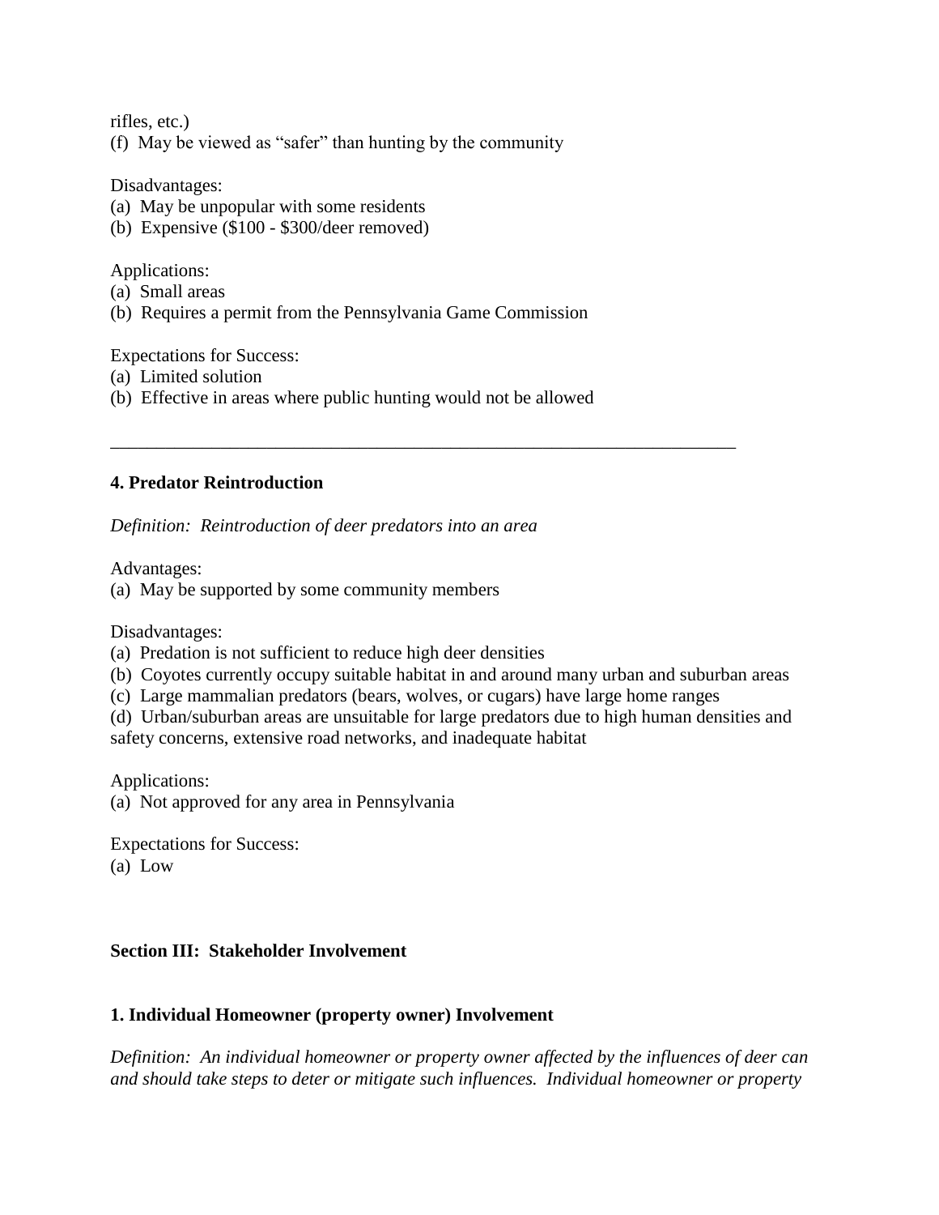rifles, etc.)

(f) May be viewed as "safer" than hunting by the community

Disadvantages:

(a) May be unpopular with some residents

(b) Expensive ($100 - $300/deer removed)

Applications:

(a) Small areas

(b) Requires a permit from the Pennsylvania Game Commission

Expectations for Success:

(a) Limited solution

(b) Effective in areas where public hunting would not be allowed

---

**4. Predator Reintroduction**

*Definition: Reintroduction of deer predators into an area*

Advantages:

(a) May be supported by some community members

Disadvantages:

(a) Predation is not sufficient to reduce high deer densities

(b) Coyotes currently occupy suitable habitat in and around many urban and suburban areas

(c) Large mammalian predators (bears, wolves, or cugars) have large home ranges

(d) Urban/suburban areas are unsuitable for large predators due to high human densities and safety concerns, extensive road networks, and inadequate habitat

Applications:

(a) Not approved for any area in Pennsylvania

Expectations for Success:

(a) Low

## Section III: Stakeholder Involvement

**1. Individual Homeowner (property owner) Involvement**

*Definition: An individual homeowner or property owner affected by the influences of deer can and should take steps to deter or mitigate such influences. Individual homeowner or property*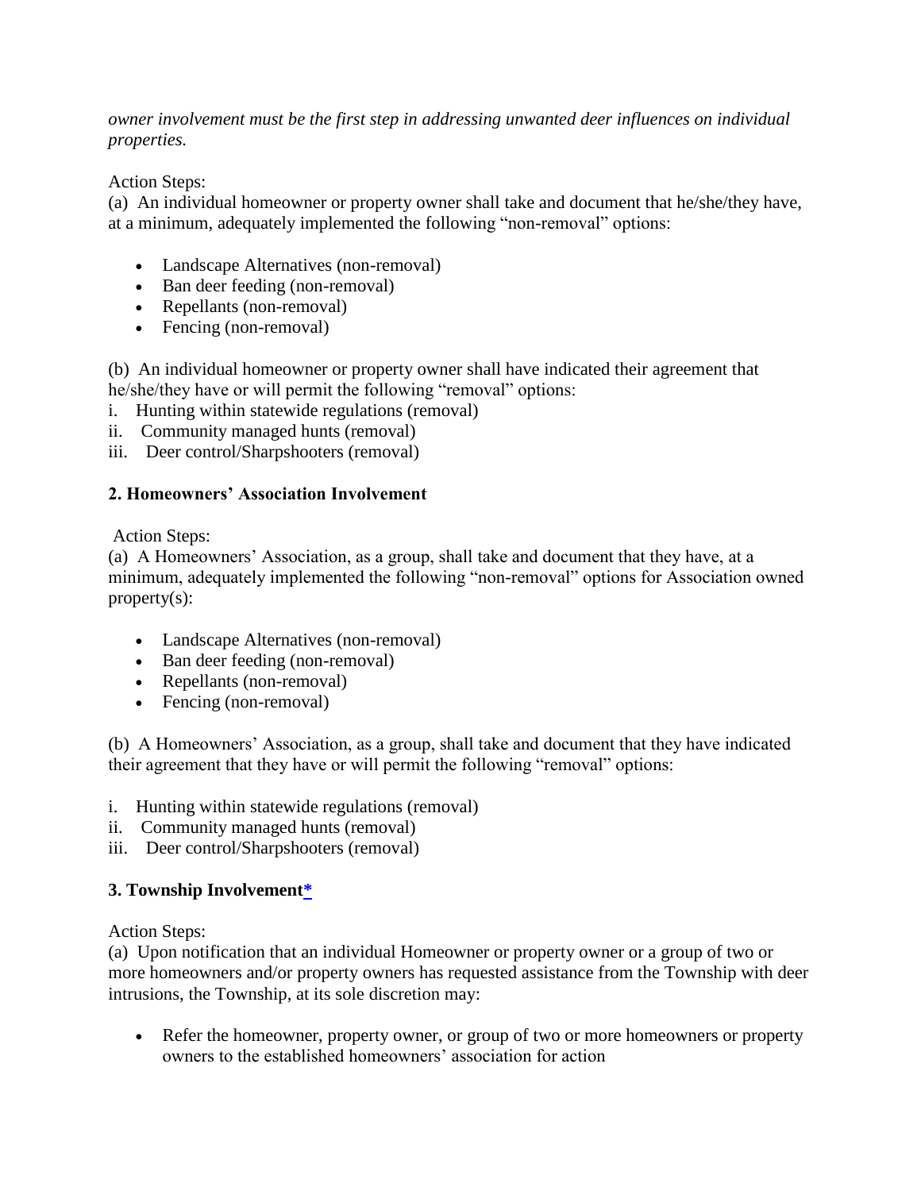*owner involvement must be the first step in addressing unwanted deer influences on individual properties.*

Action Steps:
(a) An individual homeowner or property owner shall take and document that he/she/they have, at a minimum, adequately implemented the following "non-removal" options:

- Landscape Alternatives (non-removal)
- Ban deer feeding (non-removal)
- Repellants (non-removal)
- Fencing (non-removal)

(b) An individual homeowner or property owner shall have indicated their agreement that he/she/they have or will permit the following "removal" options:
i. Hunting within statewide regulations (removal)
ii. Community managed hunts (removal)
iii. Deer control/Sharpshooters (removal)

**2. Homeowners' Association Involvement**

Action Steps:
(a) A Homeowners' Association, as a group, shall take and document that they have, at a minimum, adequately implemented the following "non-removal" options for Association owned property(s):

- Landscape Alternatives (non-removal)
- Ban deer feeding (non-removal)
- Repellants (non-removal)
- Fencing (non-removal)

(b) A Homeowners' Association, as a group, shall take and document that they have indicated their agreement that they have or will permit the following "removal" options:

i. Hunting within statewide regulations (removal)
ii. Community managed hunts (removal)
iii. Deer control/Sharpshooters (removal)

**3. Township Involvement***

Action Steps:
(a) Upon notification that an individual Homeowner or property owner or a group of two or more homeowners and/or property owners has requested assistance from the Township with deer intrusions, the Township, at its sole discretion may:

- Refer the homeowner, property owner, or group of two or more homeowners or property owners to the established homeowners' association for action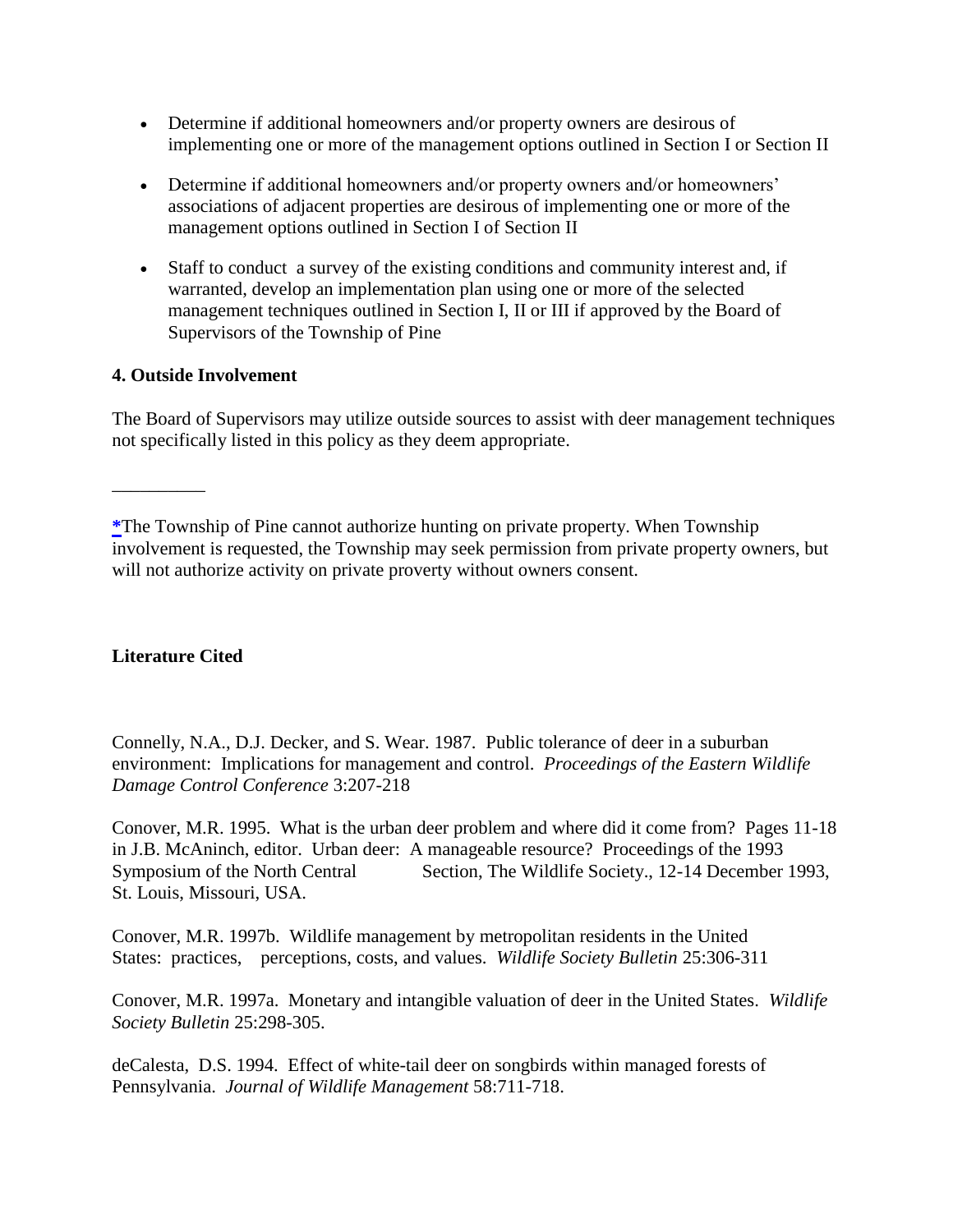- Determine if additional homeowners and/or property owners are desirous of implementing one or more of the management options outlined in Section I or Section II

- Determine if additional homeowners and/or property owners and/or homeowners' associations of adjacent properties are desirous of implementing one or more of the management options outlined in Section I of Section II

- Staff to conduct a survey of the existing conditions and community interest and, if warranted, develop an implementation plan using one or more of the selected management techniques outlined in Section I, II or III if approved by the Board of Supervisors of the Township of Pine

**4. Outside Involvement**

The Board of Supervisors may utilize outside sources to assist with deer management techniques not specifically listed in this policy as they deem appropriate.

__________

*The Township of Pine cannot authorize hunting on private property. When Township involvement is requested, the Township may seek permission from private property owners, but will not authorize activity on private proverty without owners consent.

**Literature Cited**

Connelly, N.A., D.J. Decker, and S. Wear. 1987. Public tolerance of deer in a suburban environment: Implications for management and control. *Proceedings of the Eastern Wildlife Damage Control Conference* 3:207-218

Conover, M.R. 1995. What is the urban deer problem and where did it come from? Pages 11-18 in J.B. McAninch, editor. Urban deer: A manageable resource? Proceedings of the 1993 Symposium of the North Central Section, The Wildlife Society., 12-14 December 1993, St. Louis, Missouri, USA.

Conover, M.R. 1997b. Wildlife management by metropolitan residents in the United States: practices, perceptions, costs, and values. *Wildlife Society Bulletin* 25:306-311

Conover, M.R. 1997a. Monetary and intangible valuation of deer in the United States. *Wildlife Society Bulletin* 25:298-305.

deCalesta, D.S. 1994. Effect of white-tail deer on songbirds within managed forests of Pennsylvania. *Journal of Wildlife Management* 58:711-718.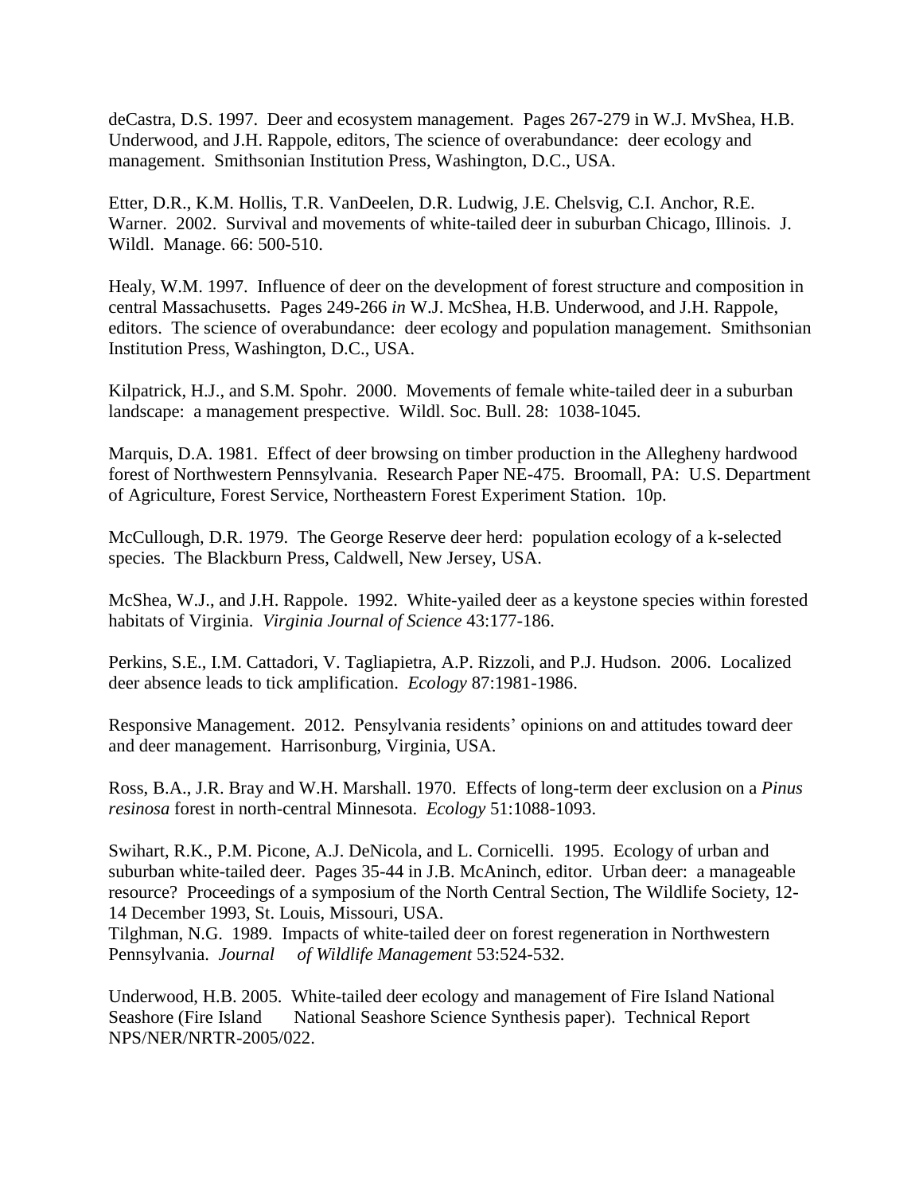deCastra, D.S. 1997. Deer and ecosystem management. Pages 267-279 in W.J. MvShea, H.B. Underwood, and J.H. Rappole, editors, The science of overabundance: deer ecology and management. Smithsonian Institution Press, Washington, D.C., USA.

Etter, D.R., K.M. Hollis, T.R. VanDeelen, D.R. Ludwig, J.E. Chelsvig, C.I. Anchor, R.E. Warner. 2002. Survival and movements of white-tailed deer in suburban Chicago, Illinois. J. Wildl. Manage. 66: 500-510.

Healy, W.M. 1997. Influence of deer on the development of forest structure and composition in central Massachusetts. Pages 249-266 *in* W.J. McShea, H.B. Underwood, and J.H. Rappole, editors. The science of overabundance: deer ecology and population management. Smithsonian Institution Press, Washington, D.C., USA.

Kilpatrick, H.J., and S.M. Spohr. 2000. Movements of female white-tailed deer in a suburban landscape: a management prespective. Wildl. Soc. Bull. 28: 1038-1045.

Marquis, D.A. 1981. Effect of deer browsing on timber production in the Allegheny hardwood forest of Northwestern Pennsylvania. Research Paper NE-475. Broomall, PA: U.S. Department of Agriculture, Forest Service, Northeastern Forest Experiment Station. 10p.

McCullough, D.R. 1979. The George Reserve deer herd: population ecology of a k-selected species. The Blackburn Press, Caldwell, New Jersey, USA.

McShea, W.J., and J.H. Rappole. 1992. White-yailed deer as a keystone species within forested habitats of Virginia. *Virginia Journal of Science* 43:177-186.

Perkins, S.E., I.M. Cattadori, V. Tagliapietra, A.P. Rizzoli, and P.J. Hudson. 2006. Localized deer absence leads to tick amplification. *Ecology* 87:1981-1986.

Responsive Management. 2012. Pensylvania residents' opinions on and attitudes toward deer and deer management. Harrisonburg, Virginia, USA.

Ross, B.A., J.R. Bray and W.H. Marshall. 1970. Effects of long-term deer exclusion on a *Pinus resinosa* forest in north-central Minnesota. *Ecology* 51:1088-1093.

Swihart, R.K., P.M. Picone, A.J. DeNicola, and L. Cornicelli. 1995. Ecology of urban and suburban white-tailed deer. Pages 35-44 in J.B. McAninch, editor. Urban deer: a manageable resource? Proceedings of a symposium of the North Central Section, The Wildlife Society, 12-14 December 1993, St. Louis, Missouri, USA.

Tilghman, N.G. 1989. Impacts of white-tailed deer on forest regeneration in Northwestern Pennsylvania. *Journal of Wildlife Management* 53:524-532.

Underwood, H.B. 2005. White-tailed deer ecology and management of Fire Island National Seashore (Fire Island National Seashore Science Synthesis paper). Technical Report NPS/NER/NRTR-2005/022.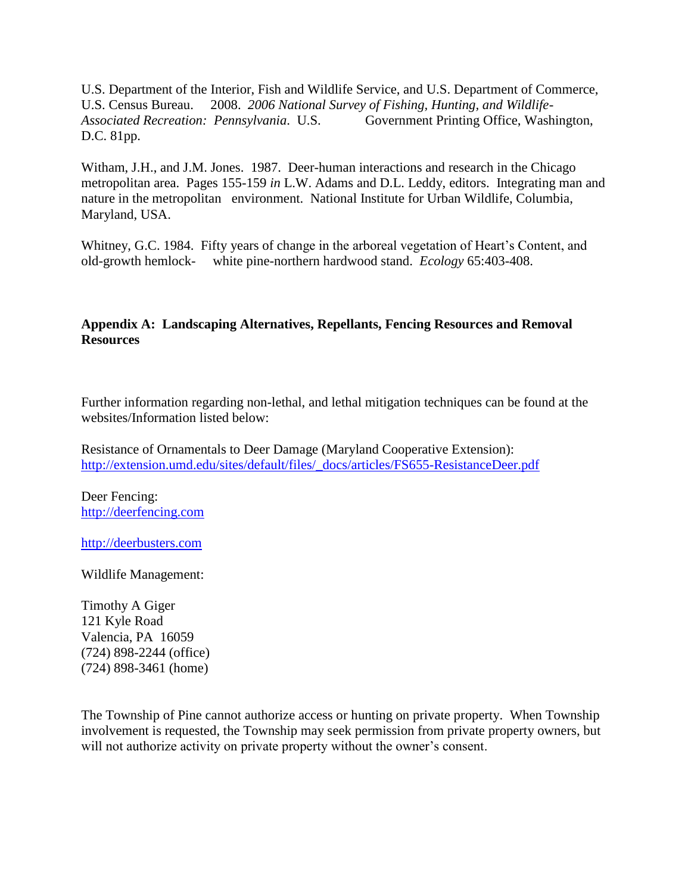U.S. Department of the Interior, Fish and Wildlife Service, and U.S. Department of Commerce, U.S. Census Bureau. 2008. *2006 National Survey of Fishing, Hunting, and Wildlife-Associated Recreation: Pennsylvania*. U.S. Government Printing Office, Washington, D.C. 81pp.

Witham, J.H., and J.M. Jones. 1987. Deer-human interactions and research in the Chicago metropolitan area. Pages 155-159 *in* L.W. Adams and D.L. Leddy, editors. Integrating man and nature in the metropolitan environment. National Institute for Urban Wildlife, Columbia, Maryland, USA.

Whitney, G.C. 1984. Fifty years of change in the arboreal vegetation of Heart's Content, and old-growth hemlock- white pine-northern hardwood stand. *Ecology* 65:403-408.

## Appendix A: Landscaping Alternatives, Repellants, Fencing Resources and Removal Resources

Further information regarding non-lethal, and lethal mitigation techniques can be found at the websites/Information listed below:

Resistance of Ornamentals to Deer Damage (Maryland Cooperative Extension):
http://extension.umd.edu/sites/default/files/_docs/articles/FS655-ResistanceDeer.pdf

Deer Fencing:
http://deerfencing.com

http://deerbusters.com

Wildlife Management:

Timothy A Giger
121 Kyle Road
Valencia, PA 16059
(724) 898-2244 (office)
(724) 898-3461 (home)

The Township of Pine cannot authorize access or hunting on private property. When Township involvement is requested, the Township may seek permission from private property owners, but will not authorize activity on private property without the owner's consent.